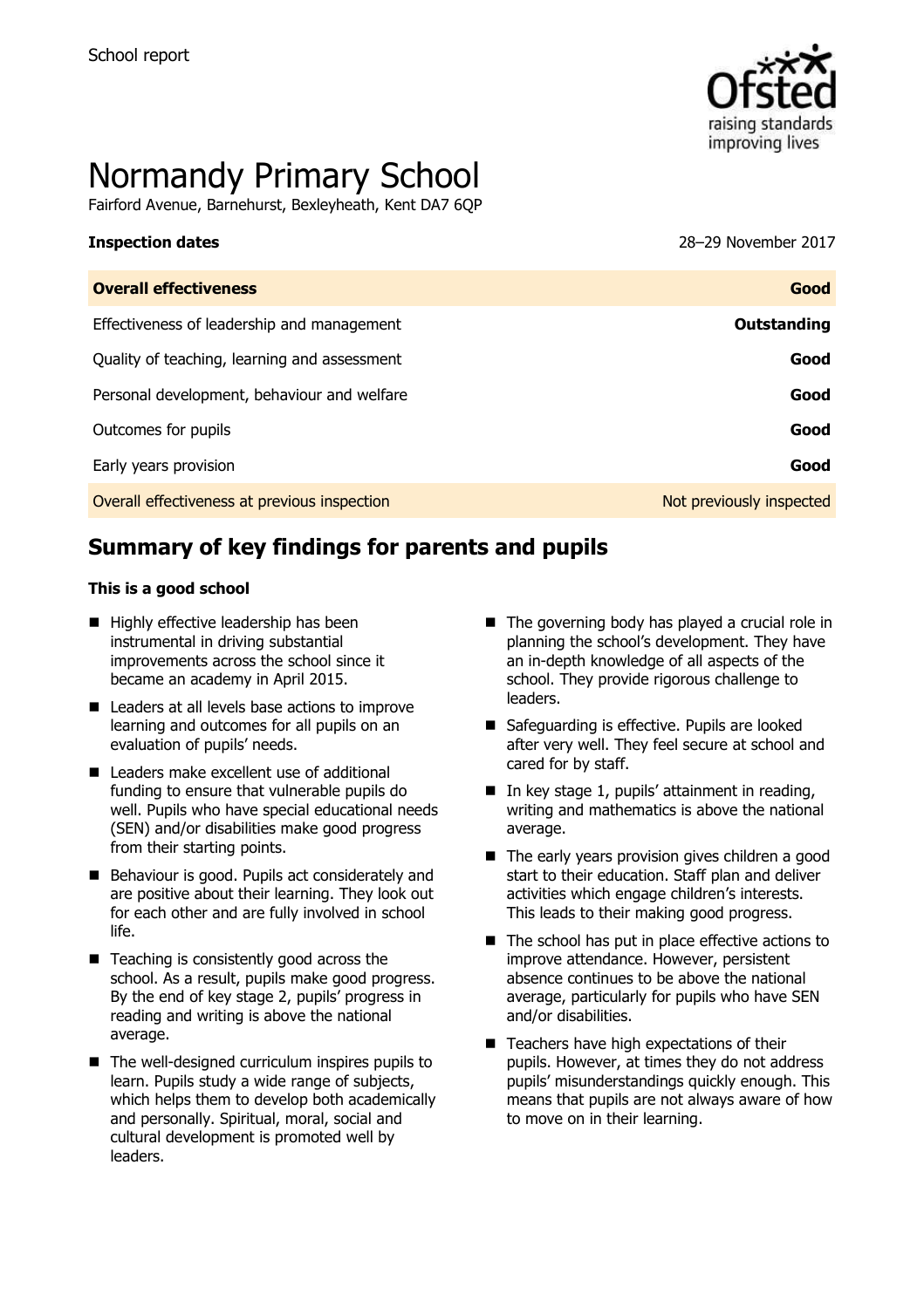School report

# Normandy Primary School

Fairford Avenue, Barnehurst, Bexleyheath, Kent DA7 6QP

**Inspection dates** 28–29 November 2017

| **Overall effectiveness** | **Good** |
| --- | --- |
| Effectiveness of leadership and management | **Outstanding** |
| Quality of teaching, learning and assessment | **Good** |
| Personal development, behaviour and welfare | **Good** |
| Outcomes for pupils | **Good** |
| Early years provision | **Good** |
| Overall effectiveness at previous inspection | Not previously inspected |

## Summary of key findings for parents and pupils

**This is a good school**

- Highly effective leadership has been instrumental in driving substantial improvements across the school since it became an academy in April 2015.
- Leaders at all levels base actions to improve learning and outcomes for all pupils on an evaluation of pupils' needs.
- Leaders make excellent use of additional funding to ensure that vulnerable pupils do well. Pupils who have special educational needs (SEN) and/or disabilities make good progress from their starting points.
- Behaviour is good. Pupils act considerately and are positive about their learning. They look out for each other and are fully involved in school life.
- Teaching is consistently good across the school. As a result, pupils make good progress. By the end of key stage 2, pupils' progress in reading and writing is above the national average.
- The well-designed curriculum inspires pupils to learn. Pupils study a wide range of subjects, which helps them to develop both academically and personally. Spiritual, moral, social and cultural development is promoted well by leaders.
- The governing body has played a crucial role in planning the school's development. They have an in-depth knowledge of all aspects of the school. They provide rigorous challenge to leaders.
- Safeguarding is effective. Pupils are looked after very well. They feel secure at school and cared for by staff.
- In key stage 1, pupils' attainment in reading, writing and mathematics is above the national average.
- The early years provision gives children a good start to their education. Staff plan and deliver activities which engage children's interests. This leads to their making good progress.
- The school has put in place effective actions to improve attendance. However, persistent absence continues to be above the national average, particularly for pupils who have SEN and/or disabilities.
- Teachers have high expectations of their pupils. However, at times they do not address pupils' misunderstandings quickly enough. This means that pupils are not always aware of how to move on in their learning.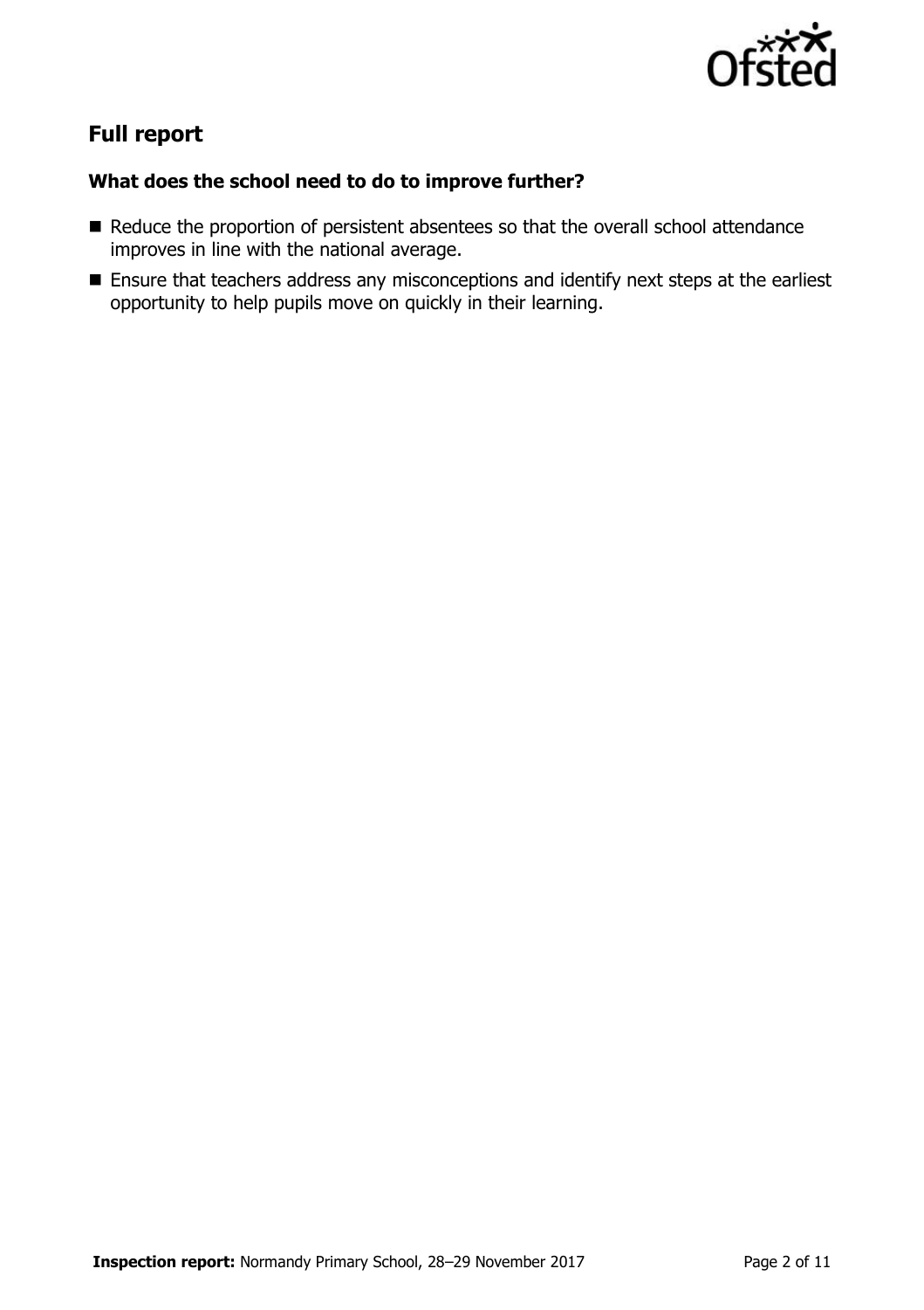## Full report

### What does the school need to do to improve further?

- Reduce the proportion of persistent absentees so that the overall school attendance improves in line with the national average.
- Ensure that teachers address any misconceptions and identify next steps at the earliest opportunity to help pupils move on quickly in their learning.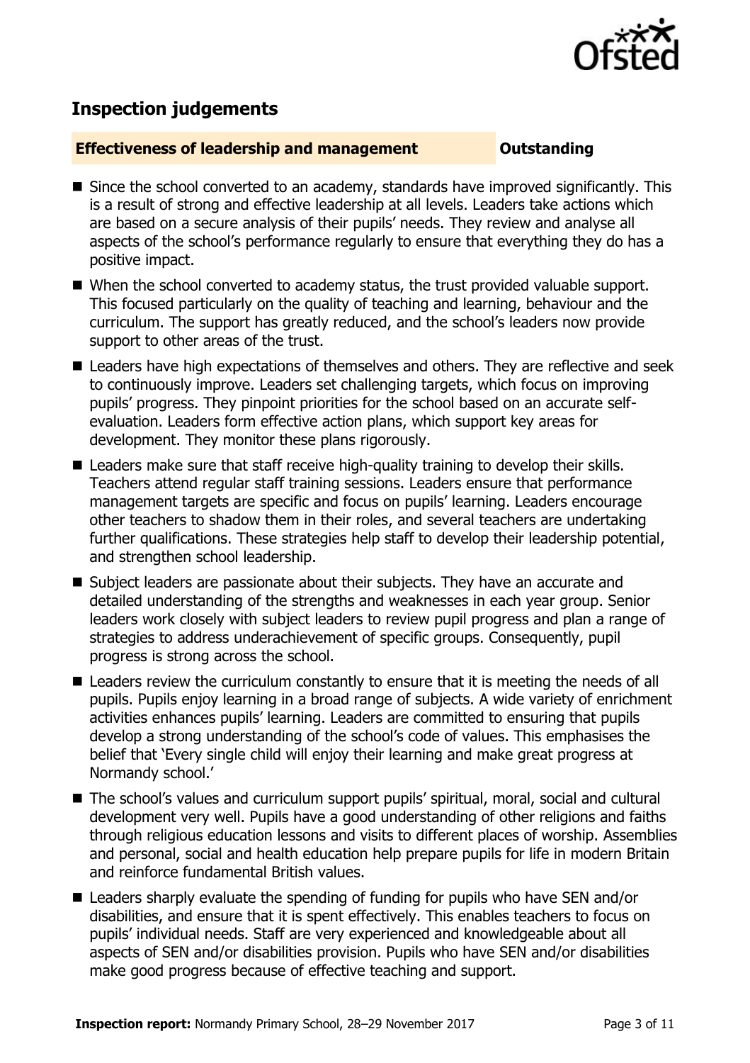## Inspection judgements

**Effectiveness of leadership and management** | **Outstanding**

- Since the school converted to an academy, standards have improved significantly. This is a result of strong and effective leadership at all levels. Leaders take actions which are based on a secure analysis of their pupils' needs. They review and analyse all aspects of the school's performance regularly to ensure that everything they do has a positive impact.
- When the school converted to academy status, the trust provided valuable support. This focused particularly on the quality of teaching and learning, behaviour and the curriculum. The support has greatly reduced, and the school's leaders now provide support to other areas of the trust.
- Leaders have high expectations of themselves and others. They are reflective and seek to continuously improve. Leaders set challenging targets, which focus on improving pupils' progress. They pinpoint priorities for the school based on an accurate self-evaluation. Leaders form effective action plans, which support key areas for development. They monitor these plans rigorously.
- Leaders make sure that staff receive high-quality training to develop their skills. Teachers attend regular staff training sessions. Leaders ensure that performance management targets are specific and focus on pupils' learning. Leaders encourage other teachers to shadow them in their roles, and several teachers are undertaking further qualifications. These strategies help staff to develop their leadership potential, and strengthen school leadership.
- Subject leaders are passionate about their subjects. They have an accurate and detailed understanding of the strengths and weaknesses in each year group. Senior leaders work closely with subject leaders to review pupil progress and plan a range of strategies to address underachievement of specific groups. Consequently, pupil progress is strong across the school.
- Leaders review the curriculum constantly to ensure that it is meeting the needs of all pupils. Pupils enjoy learning in a broad range of subjects. A wide variety of enrichment activities enhances pupils' learning. Leaders are committed to ensuring that pupils develop a strong understanding of the school's code of values. This emphasises the belief that 'Every single child will enjoy their learning and make great progress at Normandy school.'
- The school's values and curriculum support pupils' spiritual, moral, social and cultural development very well. Pupils have a good understanding of other religions and faiths through religious education lessons and visits to different places of worship. Assemblies and personal, social and health education help prepare pupils for life in modern Britain and reinforce fundamental British values.
- Leaders sharply evaluate the spending of funding for pupils who have SEN and/or disabilities, and ensure that it is spent effectively. This enables teachers to focus on pupils' individual needs. Staff are very experienced and knowledgeable about all aspects of SEN and/or disabilities provision. Pupils who have SEN and/or disabilities make good progress because of effective teaching and support.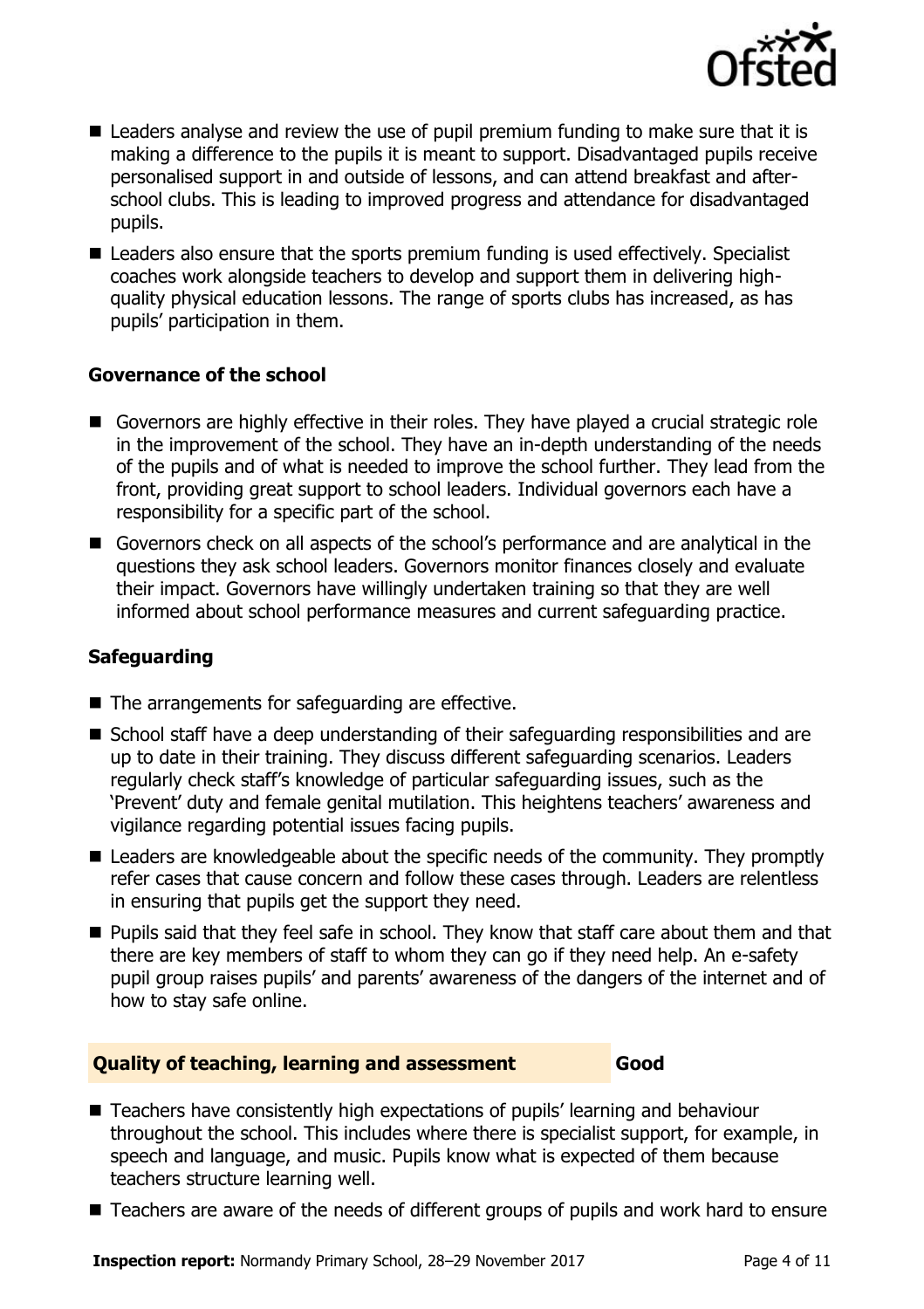- Leaders analyse and review the use of pupil premium funding to make sure that it is making a difference to the pupils it is meant to support. Disadvantaged pupils receive personalised support in and outside of lessons, and can attend breakfast and after-school clubs. This is leading to improved progress and attendance for disadvantaged pupils.
- Leaders also ensure that the sports premium funding is used effectively. Specialist coaches work alongside teachers to develop and support them in delivering high-quality physical education lessons. The range of sports clubs has increased, as has pupils' participation in them.

### Governance of the school

- Governors are highly effective in their roles. They have played a crucial strategic role in the improvement of the school. They have an in-depth understanding of the needs of the pupils and of what is needed to improve the school further. They lead from the front, providing great support to school leaders. Individual governors each have a responsibility for a specific part of the school.
- Governors check on all aspects of the school's performance and are analytical in the questions they ask school leaders. Governors monitor finances closely and evaluate their impact. Governors have willingly undertaken training so that they are well informed about school performance measures and current safeguarding practice.

### Safeguarding

- The arrangements for safeguarding are effective.
- School staff have a deep understanding of their safeguarding responsibilities and are up to date in their training. They discuss different safeguarding scenarios. Leaders regularly check staff's knowledge of particular safeguarding issues, such as the 'Prevent' duty and female genital mutilation. This heightens teachers' awareness and vigilance regarding potential issues facing pupils.
- Leaders are knowledgeable about the specific needs of the community. They promptly refer cases that cause concern and follow these cases through. Leaders are relentless in ensuring that pupils get the support they need.
- Pupils said that they feel safe in school. They know that staff care about them and that there are key members of staff to whom they can go if they need help. An e-safety pupil group raises pupils' and parents' awareness of the dangers of the internet and of how to stay safe online.

## Quality of teaching, learning and assessment — Good

- Teachers have consistently high expectations of pupils' learning and behaviour throughout the school. This includes where there is specialist support, for example, in speech and language, and music. Pupils know what is expected of them because teachers structure learning well.
- Teachers are aware of the needs of different groups of pupils and work hard to ensure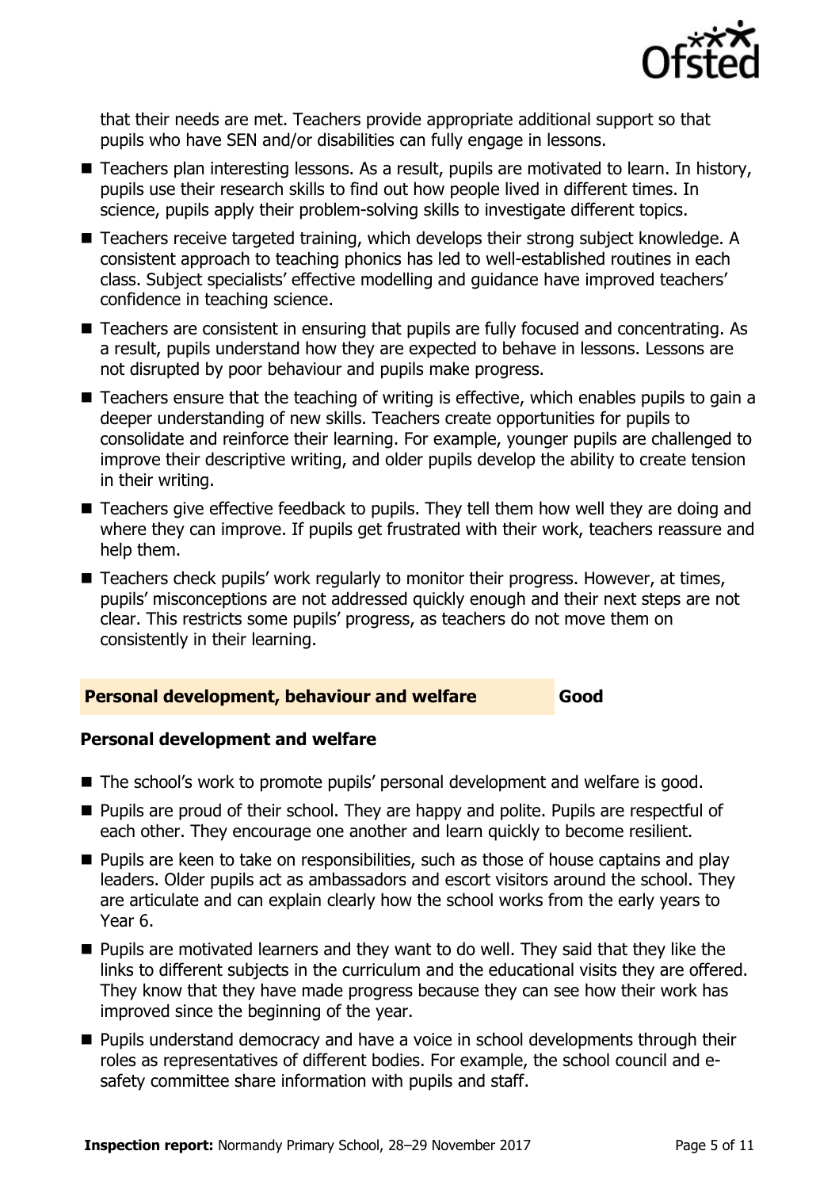that their needs are met. Teachers provide appropriate additional support so that pupils who have SEN and/or disabilities can fully engage in lessons.

- Teachers plan interesting lessons. As a result, pupils are motivated to learn. In history, pupils use their research skills to find out how people lived in different times. In science, pupils apply their problem-solving skills to investigate different topics.
- Teachers receive targeted training, which develops their strong subject knowledge. A consistent approach to teaching phonics has led to well-established routines in each class. Subject specialists' effective modelling and guidance have improved teachers' confidence in teaching science.
- Teachers are consistent in ensuring that pupils are fully focused and concentrating. As a result, pupils understand how they are expected to behave in lessons. Lessons are not disrupted by poor behaviour and pupils make progress.
- Teachers ensure that the teaching of writing is effective, which enables pupils to gain a deeper understanding of new skills. Teachers create opportunities for pupils to consolidate and reinforce their learning. For example, younger pupils are challenged to improve their descriptive writing, and older pupils develop the ability to create tension in their writing.
- Teachers give effective feedback to pupils. They tell them how well they are doing and where they can improve. If pupils get frustrated with their work, teachers reassure and help them.
- Teachers check pupils' work regularly to monitor their progress. However, at times, pupils' misconceptions are not addressed quickly enough and their next steps are not clear. This restricts some pupils' progress, as teachers do not move them on consistently in their learning.

## Personal development, behaviour and welfare — Good

### Personal development and welfare

- The school's work to promote pupils' personal development and welfare is good.
- Pupils are proud of their school. They are happy and polite. Pupils are respectful of each other. They encourage one another and learn quickly to become resilient.
- Pupils are keen to take on responsibilities, such as those of house captains and play leaders. Older pupils act as ambassadors and escort visitors around the school. They are articulate and can explain clearly how the school works from the early years to Year 6.
- Pupils are motivated learners and they want to do well. They said that they like the links to different subjects in the curriculum and the educational visits they are offered. They know that they have made progress because they can see how their work has improved since the beginning of the year.
- Pupils understand democracy and have a voice in school developments through their roles as representatives of different bodies. For example, the school council and e-safety committee share information with pupils and staff.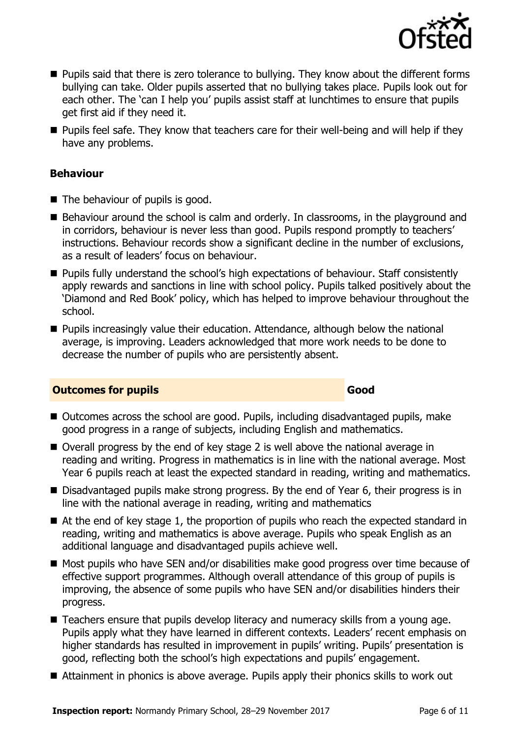- Pupils said that there is zero tolerance to bullying. They know about the different forms bullying can take. Older pupils asserted that no bullying takes place. Pupils look out for each other. The 'can I help you' pupils assist staff at lunchtimes to ensure that pupils get first aid if they need it.
- Pupils feel safe. They know that teachers care for their well-being and will help if they have any problems.

### Behaviour

- The behaviour of pupils is good.
- Behaviour around the school is calm and orderly. In classrooms, in the playground and in corridors, behaviour is never less than good. Pupils respond promptly to teachers' instructions. Behaviour records show a significant decline in the number of exclusions, as a result of leaders' focus on behaviour.
- Pupils fully understand the school's high expectations of behaviour. Staff consistently apply rewards and sanctions in line with school policy. Pupils talked positively about the 'Diamond and Red Book' policy, which has helped to improve behaviour throughout the school.
- Pupils increasingly value their education. Attendance, although below the national average, is improving. Leaders acknowledged that more work needs to be done to decrease the number of pupils who are persistently absent.

## Outcomes for pupils — Good

- Outcomes across the school are good. Pupils, including disadvantaged pupils, make good progress in a range of subjects, including English and mathematics.
- Overall progress by the end of key stage 2 is well above the national average in reading and writing. Progress in mathematics is in line with the national average. Most Year 6 pupils reach at least the expected standard in reading, writing and mathematics.
- Disadvantaged pupils make strong progress. By the end of Year 6, their progress is in line with the national average in reading, writing and mathematics
- At the end of key stage 1, the proportion of pupils who reach the expected standard in reading, writing and mathematics is above average. Pupils who speak English as an additional language and disadvantaged pupils achieve well.
- Most pupils who have SEN and/or disabilities make good progress over time because of effective support programmes. Although overall attendance of this group of pupils is improving, the absence of some pupils who have SEN and/or disabilities hinders their progress.
- Teachers ensure that pupils develop literacy and numeracy skills from a young age. Pupils apply what they have learned in different contexts. Leaders' recent emphasis on higher standards has resulted in improvement in pupils' writing. Pupils' presentation is good, reflecting both the school's high expectations and pupils' engagement.
- Attainment in phonics is above average. Pupils apply their phonics skills to work out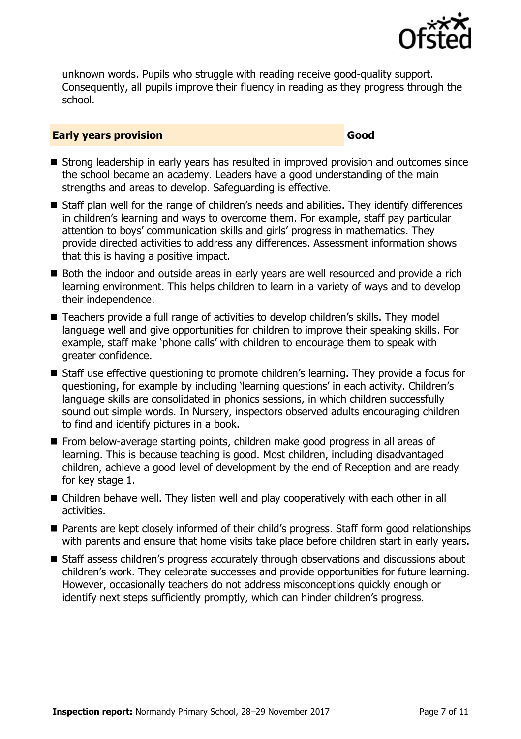unknown words. Pupils who struggle with reading receive good-quality support. Consequently, all pupils improve their fluency in reading as they progress through the school.

## Early years provision — Good

- Strong leadership in early years has resulted in improved provision and outcomes since the school became an academy. Leaders have a good understanding of the main strengths and areas to develop. Safeguarding is effective.
- Staff plan well for the range of children's needs and abilities. They identify differences in children's learning and ways to overcome them. For example, staff pay particular attention to boys' communication skills and girls' progress in mathematics. They provide directed activities to address any differences. Assessment information shows that this is having a positive impact.
- Both the indoor and outside areas in early years are well resourced and provide a rich learning environment. This helps children to learn in a variety of ways and to develop their independence.
- Teachers provide a full range of activities to develop children's skills. They model language well and give opportunities for children to improve their speaking skills. For example, staff make 'phone calls' with children to encourage them to speak with greater confidence.
- Staff use effective questioning to promote children's learning. They provide a focus for questioning, for example by including 'learning questions' in each activity. Children's language skills are consolidated in phonics sessions, in which children successfully sound out simple words. In Nursery, inspectors observed adults encouraging children to find and identify pictures in a book.
- From below-average starting points, children make good progress in all areas of learning. This is because teaching is good. Most children, including disadvantaged children, achieve a good level of development by the end of Reception and are ready for key stage 1.
- Children behave well. They listen well and play cooperatively with each other in all activities.
- Parents are kept closely informed of their child's progress. Staff form good relationships with parents and ensure that home visits take place before children start in early years.
- Staff assess children's progress accurately through observations and discussions about children's work. They celebrate successes and provide opportunities for future learning. However, occasionally teachers do not address misconceptions quickly enough or identify next steps sufficiently promptly, which can hinder children's progress.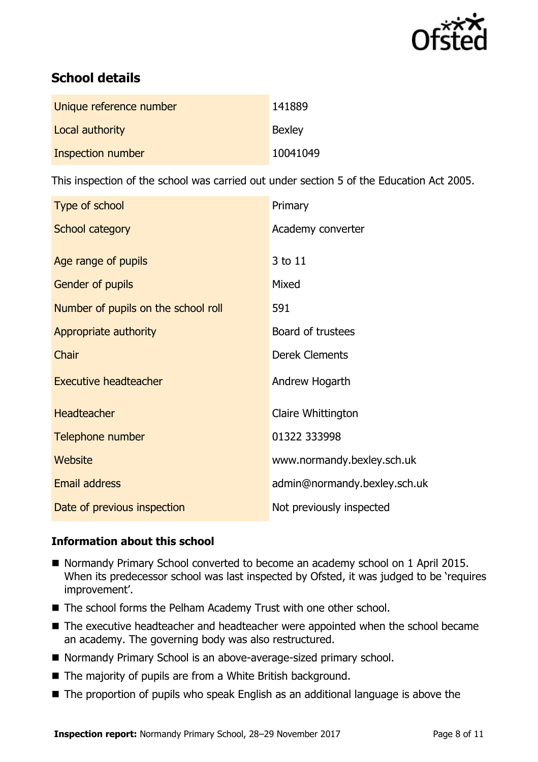## School details

| | |
|---|---|
| Unique reference number | 141889 |
| Local authority | Bexley |
| Inspection number | 10041049 |

This inspection of the school was carried out under section 5 of the Education Act 2005.

| | |
|---|---|
| Type of school | Primary |
| School category | Academy converter |
| Age range of pupils | 3 to 11 |
| Gender of pupils | Mixed |
| Number of pupils on the school roll | 591 |
| Appropriate authority | Board of trustees |
| Chair | Derek Clements |
| Executive headteacher | Andrew Hogarth |
| Headteacher | Claire Whittington |
| Telephone number | 01322 333998 |
| Website | www.normandy.bexley.sch.uk |
| Email address | admin@normandy.bexley.sch.uk |
| Date of previous inspection | Not previously inspected |

### Information about this school

- Normandy Primary School converted to become an academy school on 1 April 2015. When its predecessor school was last inspected by Ofsted, it was judged to be 'requires improvement'.
- The school forms the Pelham Academy Trust with one other school.
- The executive headteacher and headteacher were appointed when the school became an academy. The governing body was also restructured.
- Normandy Primary School is an above-average-sized primary school.
- The majority of pupils are from a White British background.
- The proportion of pupils who speak English as an additional language is above the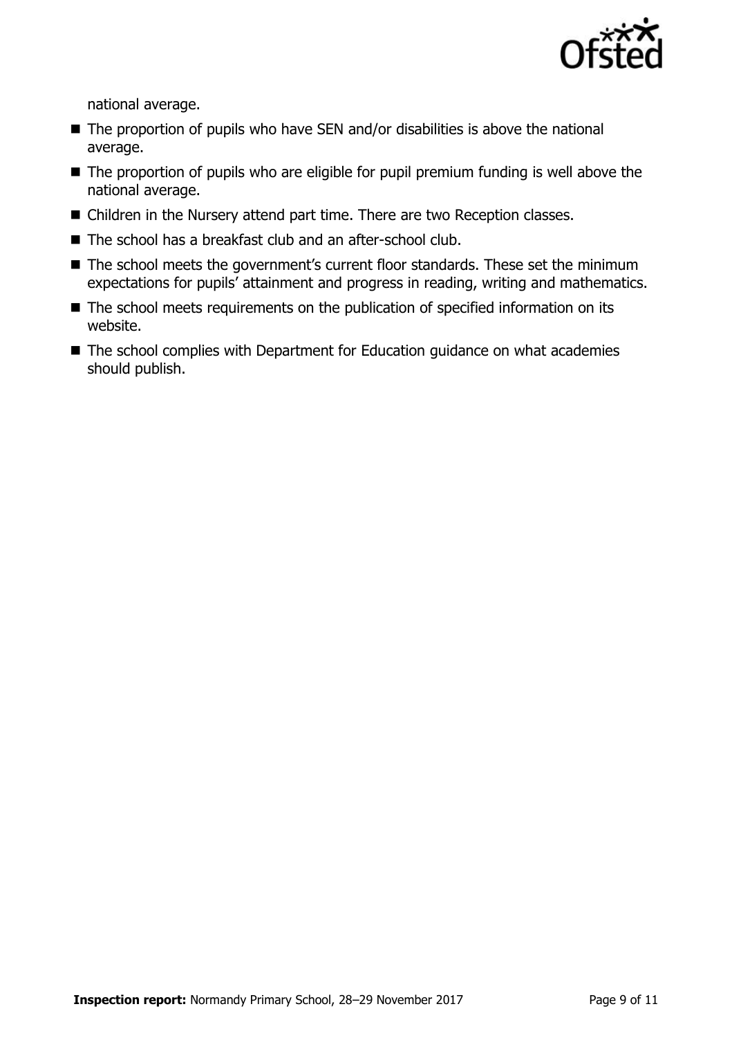national average.

- The proportion of pupils who have SEN and/or disabilities is above the national average.
- The proportion of pupils who are eligible for pupil premium funding is well above the national average.
- Children in the Nursery attend part time. There are two Reception classes.
- The school has a breakfast club and an after-school club.
- The school meets the government's current floor standards. These set the minimum expectations for pupils' attainment and progress in reading, writing and mathematics.
- The school meets requirements on the publication of specified information on its website.
- The school complies with Department for Education guidance on what academies should publish.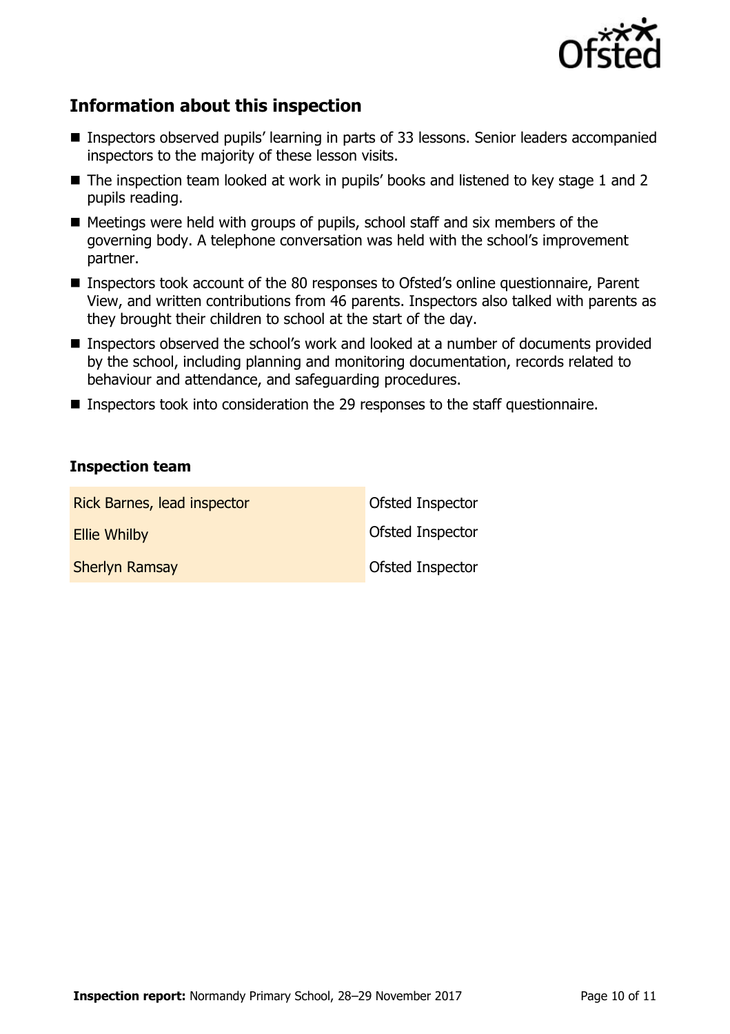## Information about this inspection

- Inspectors observed pupils' learning in parts of 33 lessons. Senior leaders accompanied inspectors to the majority of these lesson visits.
- The inspection team looked at work in pupils' books and listened to key stage 1 and 2 pupils reading.
- Meetings were held with groups of pupils, school staff and six members of the governing body. A telephone conversation was held with the school's improvement partner.
- Inspectors took account of the 80 responses to Ofsted's online questionnaire, Parent View, and written contributions from 46 parents. Inspectors also talked with parents as they brought their children to school at the start of the day.
- Inspectors observed the school's work and looked at a number of documents provided by the school, including planning and monitoring documentation, records related to behaviour and attendance, and safeguarding procedures.
- Inspectors took into consideration the 29 responses to the staff questionnaire.

### Inspection team

| | |
|---|---|
| Rick Barnes, lead inspector | Ofsted Inspector |
| Ellie Whilby | Ofsted Inspector |
| Sherlyn Ramsay | Ofsted Inspector |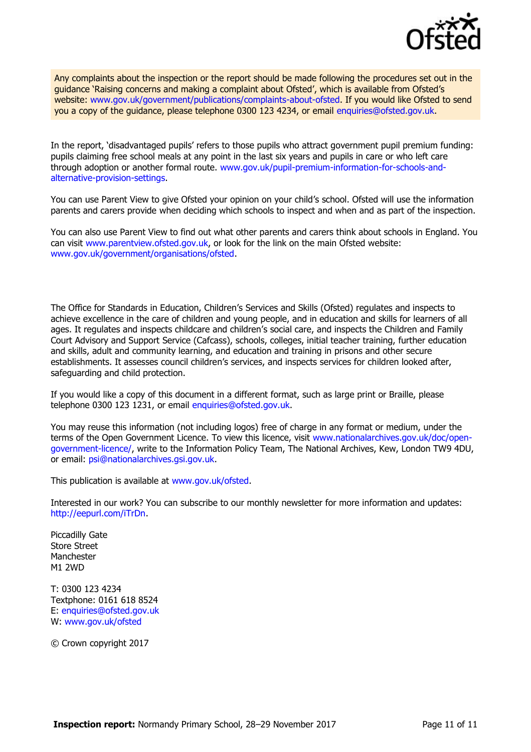Any complaints about the inspection or the report should be made following the procedures set out in the guidance 'Raising concerns and making a complaint about Ofsted', which is available from Ofsted's website: www.gov.uk/government/publications/complaints-about-ofsted. If you would like Ofsted to send you a copy of the guidance, please telephone 0300 123 4234, or email enquiries@ofsted.gov.uk.

In the report, 'disadvantaged pupils' refers to those pupils who attract government pupil premium funding: pupils claiming free school meals at any point in the last six years and pupils in care or who left care through adoption or another formal route. www.gov.uk/pupil-premium-information-for-schools-and-alternative-provision-settings.

You can use Parent View to give Ofsted your opinion on your child's school. Ofsted will use the information parents and carers provide when deciding which schools to inspect and when and as part of the inspection.

You can also use Parent View to find out what other parents and carers think about schools in England. You can visit www.parentview.ofsted.gov.uk, or look for the link on the main Ofsted website: www.gov.uk/government/organisations/ofsted.

The Office for Standards in Education, Children's Services and Skills (Ofsted) regulates and inspects to achieve excellence in the care of children and young people, and in education and skills for learners of all ages. It regulates and inspects childcare and children's social care, and inspects the Children and Family Court Advisory and Support Service (Cafcass), schools, colleges, initial teacher training, further education and skills, adult and community learning, and education and training in prisons and other secure establishments. It assesses council children's services, and inspects services for children looked after, safeguarding and child protection.

If you would like a copy of this document in a different format, such as large print or Braille, please telephone 0300 123 1231, or email enquiries@ofsted.gov.uk.

You may reuse this information (not including logos) free of charge in any format or medium, under the terms of the Open Government Licence. To view this licence, visit www.nationalarchives.gov.uk/doc/open-government-licence/, write to the Information Policy Team, The National Archives, Kew, London TW9 4DU, or email: psi@nationalarchives.gsi.gov.uk.

This publication is available at www.gov.uk/ofsted.

Interested in our work? You can subscribe to our monthly newsletter for more information and updates: http://eepurl.com/iTrDn.

Piccadilly Gate
Store Street
Manchester
M1 2WD

T: 0300 123 4234
Textphone: 0161 618 8524
E: enquiries@ofsted.gov.uk
W: www.gov.uk/ofsted

© Crown copyright 2017